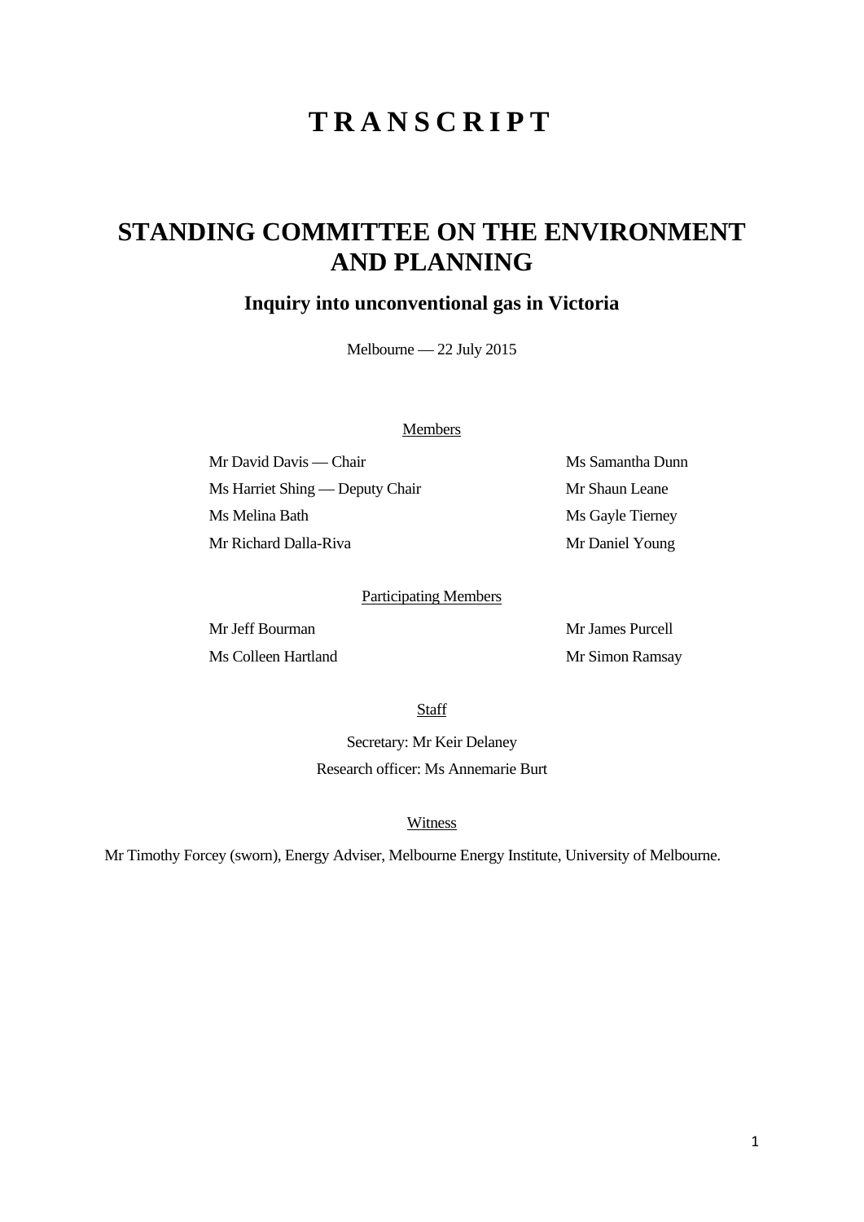# T R A N S C R I P T

# STANDING COMMITTEE ON THE ENVIRONMENT AND PLANNING

## Inquiry into unconventional gas in Victoria

Melbourne — 22 July 2015

Members

Mr David Davis — Chair

Ms Harriet Shing — Deputy Chair

Ms Melina Bath

Mr Richard Dalla-Riva

Ms Samantha Dunn

Mr Shaun Leane

Ms Gayle Tierney

Mr Daniel Young

Participating Members

Mr Jeff Bourman

Ms Colleen Hartland

Mr James Purcell

Mr Simon Ramsay

Staff

Secretary: Mr Keir Delaney

Research officer: Ms Annemarie Burt

Witness

Mr Timothy Forcey (sworn), Energy Adviser, Melbourne Energy Institute, University of Melbourne.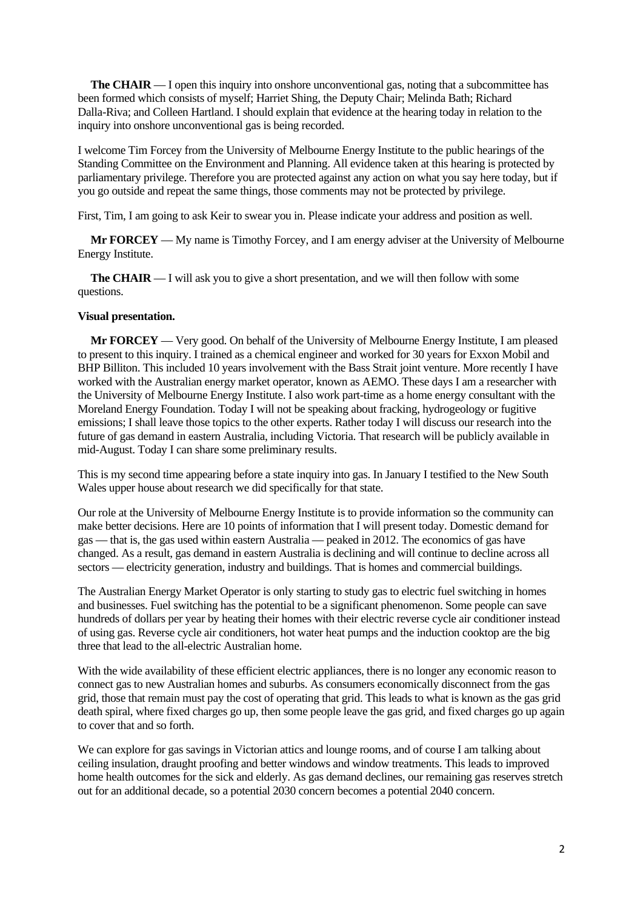**The CHAIR** — I open this inquiry into onshore unconventional gas, noting that a subcommittee has been formed which consists of myself; Harriet Shing, the Deputy Chair; Melinda Bath; Richard Dalla-Riva; and Colleen Hartland. I should explain that evidence at the hearing today in relation to the inquiry into onshore unconventional gas is being recorded.

I welcome Tim Forcey from the University of Melbourne Energy Institute to the public hearings of the Standing Committee on the Environment and Planning. All evidence taken at this hearing is protected by parliamentary privilege. Therefore you are protected against any action on what you say here today, but if you go outside and repeat the same things, those comments may not be protected by privilege.

First, Tim, I am going to ask Keir to swear you in. Please indicate your address and position as well.

**Mr FORCEY** — My name is Timothy Forcey, and I am energy adviser at the University of Melbourne Energy Institute.

**The CHAIR** — I will ask you to give a short presentation, and we will then follow with some questions.

**Visual presentation.**

**Mr FORCEY** — Very good. On behalf of the University of Melbourne Energy Institute, I am pleased to present to this inquiry. I trained as a chemical engineer and worked for 30 years for Exxon Mobil and BHP Billiton. This included 10 years involvement with the Bass Strait joint venture. More recently I have worked with the Australian energy market operator, known as AEMO. These days I am a researcher with the University of Melbourne Energy Institute. I also work part-time as a home energy consultant with the Moreland Energy Foundation. Today I will not be speaking about fracking, hydrogeology or fugitive emissions; I shall leave those topics to the other experts. Rather today I will discuss our research into the future of gas demand in eastern Australia, including Victoria. That research will be publicly available in mid-August. Today I can share some preliminary results.

This is my second time appearing before a state inquiry into gas. In January I testified to the New South Wales upper house about research we did specifically for that state.

Our role at the University of Melbourne Energy Institute is to provide information so the community can make better decisions. Here are 10 points of information that I will present today. Domestic demand for gas — that is, the gas used within eastern Australia — peaked in 2012. The economics of gas have changed. As a result, gas demand in eastern Australia is declining and will continue to decline across all sectors — electricity generation, industry and buildings. That is homes and commercial buildings.

The Australian Energy Market Operator is only starting to study gas to electric fuel switching in homes and businesses. Fuel switching has the potential to be a significant phenomenon. Some people can save hundreds of dollars per year by heating their homes with their electric reverse cycle air conditioner instead of using gas. Reverse cycle air conditioners, hot water heat pumps and the induction cooktop are the big three that lead to the all-electric Australian home.

With the wide availability of these efficient electric appliances, there is no longer any economic reason to connect gas to new Australian homes and suburbs. As consumers economically disconnect from the gas grid, those that remain must pay the cost of operating that grid. This leads to what is known as the gas grid death spiral, where fixed charges go up, then some people leave the gas grid, and fixed charges go up again to cover that and so forth.

We can explore for gas savings in Victorian attics and lounge rooms, and of course I am talking about ceiling insulation, draught proofing and better windows and window treatments. This leads to improved home health outcomes for the sick and elderly. As gas demand declines, our remaining gas reserves stretch out for an additional decade, so a potential 2030 concern becomes a potential 2040 concern.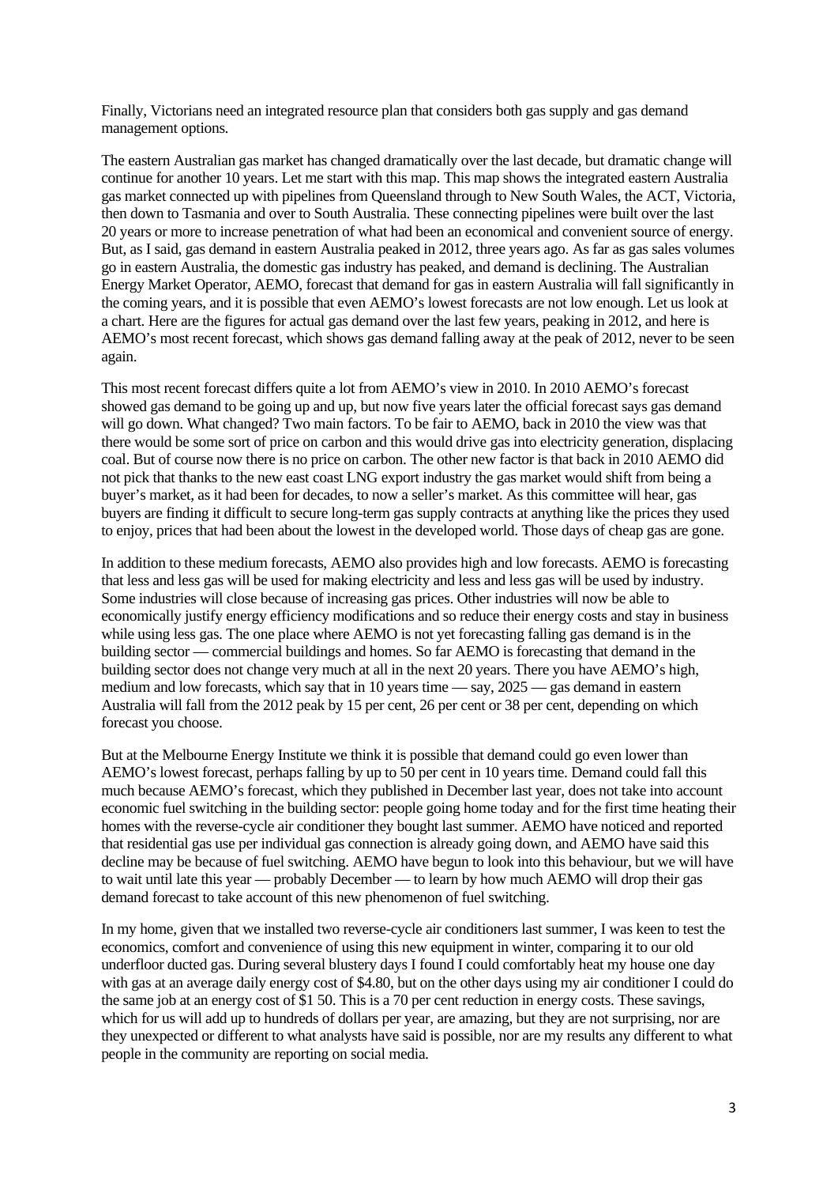Finally, Victorians need an integrated resource plan that considers both gas supply and gas demand management options.

The eastern Australian gas market has changed dramatically over the last decade, but dramatic change will continue for another 10 years. Let me start with this map. This map shows the integrated eastern Australia gas market connected up with pipelines from Queensland through to New South Wales, the ACT, Victoria, then down to Tasmania and over to South Australia. These connecting pipelines were built over the last 20 years or more to increase penetration of what had been an economical and convenient source of energy. But, as I said, gas demand in eastern Australia peaked in 2012, three years ago. As far as gas sales volumes go in eastern Australia, the domestic gas industry has peaked, and demand is declining. The Australian Energy Market Operator, AEMO, forecast that demand for gas in eastern Australia will fall significantly in the coming years, and it is possible that even AEMO's lowest forecasts are not low enough. Let us look at a chart. Here are the figures for actual gas demand over the last few years, peaking in 2012, and here is AEMO's most recent forecast, which shows gas demand falling away at the peak of 2012, never to be seen again.

This most recent forecast differs quite a lot from AEMO's view in 2010. In 2010 AEMO's forecast showed gas demand to be going up and up, but now five years later the official forecast says gas demand will go down. What changed? Two main factors. To be fair to AEMO, back in 2010 the view was that there would be some sort of price on carbon and this would drive gas into electricity generation, displacing coal. But of course now there is no price on carbon. The other new factor is that back in 2010 AEMO did not pick that thanks to the new east coast LNG export industry the gas market would shift from being a buyer's market, as it had been for decades, to now a seller's market. As this committee will hear, gas buyers are finding it difficult to secure long-term gas supply contracts at anything like the prices they used to enjoy, prices that had been about the lowest in the developed world. Those days of cheap gas are gone.

In addition to these medium forecasts, AEMO also provides high and low forecasts. AEMO is forecasting that less and less gas will be used for making electricity and less and less gas will be used by industry. Some industries will close because of increasing gas prices. Other industries will now be able to economically justify energy efficiency modifications and so reduce their energy costs and stay in business while using less gas. The one place where AEMO is not yet forecasting falling gas demand is in the building sector — commercial buildings and homes. So far AEMO is forecasting that demand in the building sector does not change very much at all in the next 20 years. There you have AEMO's high, medium and low forecasts, which say that in 10 years time — say, 2025 — gas demand in eastern Australia will fall from the 2012 peak by 15 per cent, 26 per cent or 38 per cent, depending on which forecast you choose.

But at the Melbourne Energy Institute we think it is possible that demand could go even lower than AEMO's lowest forecast, perhaps falling by up to 50 per cent in 10 years time. Demand could fall this much because AEMO's forecast, which they published in December last year, does not take into account economic fuel switching in the building sector: people going home today and for the first time heating their homes with the reverse-cycle air conditioner they bought last summer. AEMO have noticed and reported that residential gas use per individual gas connection is already going down, and AEMO have said this decline may be because of fuel switching. AEMO have begun to look into this behaviour, but we will have to wait until late this year — probably December — to learn by how much AEMO will drop their gas demand forecast to take account of this new phenomenon of fuel switching.

In my home, given that we installed two reverse-cycle air conditioners last summer, I was keen to test the economics, comfort and convenience of using this new equipment in winter, comparing it to our old underfloor ducted gas. During several blustery days I found I could comfortably heat my house one day with gas at an average daily energy cost of $4.80, but on the other days using my air conditioner I could do the same job at an energy cost of $1 50. This is a 70 per cent reduction in energy costs. These savings, which for us will add up to hundreds of dollars per year, are amazing, but they are not surprising, nor are they unexpected or different to what analysts have said is possible, nor are my results any different to what people in the community are reporting on social media.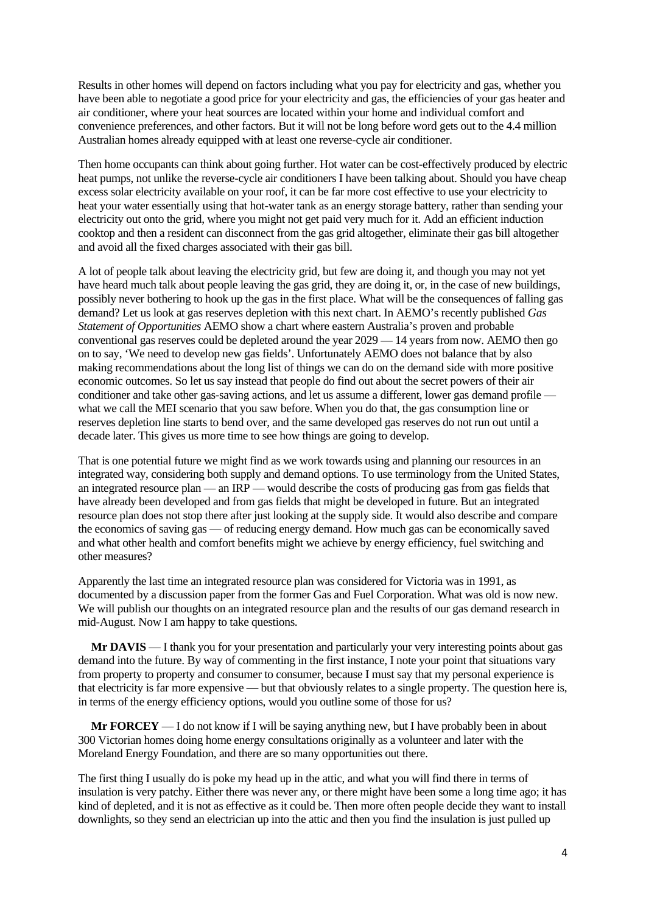Results in other homes will depend on factors including what you pay for electricity and gas, whether you have been able to negotiate a good price for your electricity and gas, the efficiencies of your gas heater and air conditioner, where your heat sources are located within your home and individual comfort and convenience preferences, and other factors. But it will not be long before word gets out to the 4.4 million Australian homes already equipped with at least one reverse-cycle air conditioner.

Then home occupants can think about going further. Hot water can be cost-effectively produced by electric heat pumps, not unlike the reverse-cycle air conditioners I have been talking about. Should you have cheap excess solar electricity available on your roof, it can be far more cost effective to use your electricity to heat your water essentially using that hot-water tank as an energy storage battery, rather than sending your electricity out onto the grid, where you might not get paid very much for it. Add an efficient induction cooktop and then a resident can disconnect from the gas grid altogether, eliminate their gas bill altogether and avoid all the fixed charges associated with their gas bill.

A lot of people talk about leaving the electricity grid, but few are doing it, and though you may not yet have heard much talk about people leaving the gas grid, they are doing it, or, in the case of new buildings, possibly never bothering to hook up the gas in the first place. What will be the consequences of falling gas demand? Let us look at gas reserves depletion with this next chart. In AEMO's recently published *Gas Statement of Opportunities* AEMO show a chart where eastern Australia's proven and probable conventional gas reserves could be depleted around the year 2029 — 14 years from now. AEMO then go on to say, 'We need to develop new gas fields'. Unfortunately AEMO does not balance that by also making recommendations about the long list of things we can do on the demand side with more positive economic outcomes. So let us say instead that people do find out about the secret powers of their air conditioner and take other gas-saving actions, and let us assume a different, lower gas demand profile — what we call the MEI scenario that you saw before. When you do that, the gas consumption line or reserves depletion line starts to bend over, and the same developed gas reserves do not run out until a decade later. This gives us more time to see how things are going to develop.

That is one potential future we might find as we work towards using and planning our resources in an integrated way, considering both supply and demand options. To use terminology from the United States, an integrated resource plan — an IRP — would describe the costs of producing gas from gas fields that have already been developed and from gas fields that might be developed in future. But an integrated resource plan does not stop there after just looking at the supply side. It would also describe and compare the economics of saving gas — of reducing energy demand. How much gas can be economically saved and what other health and comfort benefits might we achieve by energy efficiency, fuel switching and other measures?

Apparently the last time an integrated resource plan was considered for Victoria was in 1991, as documented by a discussion paper from the former Gas and Fuel Corporation. What was old is now new. We will publish our thoughts on an integrated resource plan and the results of our gas demand research in mid-August. Now I am happy to take questions.

**Mr DAVIS** — I thank you for your presentation and particularly your very interesting points about gas demand into the future. By way of commenting in the first instance, I note your point that situations vary from property to property and consumer to consumer, because I must say that my personal experience is that electricity is far more expensive — but that obviously relates to a single property. The question here is, in terms of the energy efficiency options, would you outline some of those for us?

**Mr FORCEY** — I do not know if I will be saying anything new, but I have probably been in about 300 Victorian homes doing home energy consultations originally as a volunteer and later with the Moreland Energy Foundation, and there are so many opportunities out there.

The first thing I usually do is poke my head up in the attic, and what you will find there in terms of insulation is very patchy. Either there was never any, or there might have been some a long time ago; it has kind of depleted, and it is not as effective as it could be. Then more often people decide they want to install downlights, so they send an electrician up into the attic and then you find the insulation is just pulled up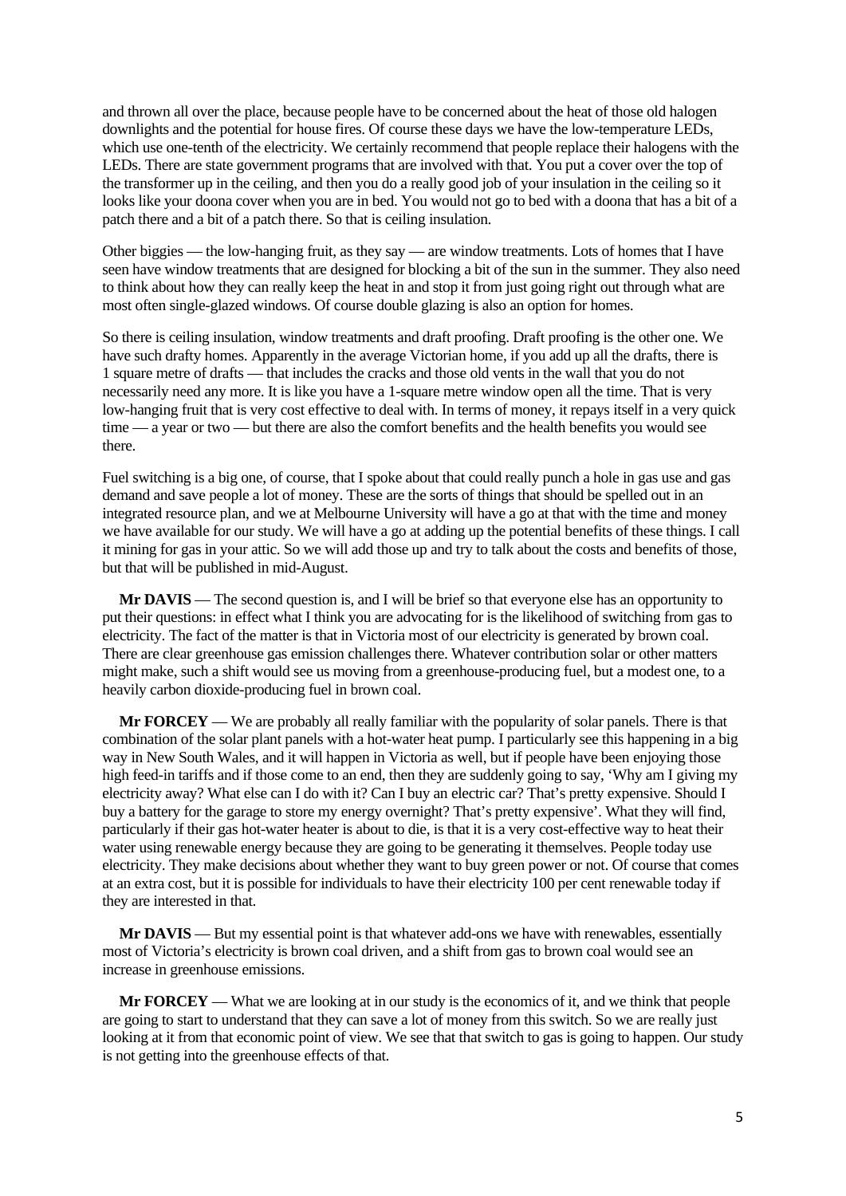and thrown all over the place, because people have to be concerned about the heat of those old halogen downlights and the potential for house fires. Of course these days we have the low-temperature LEDs, which use one-tenth of the electricity. We certainly recommend that people replace their halogens with the LEDs. There are state government programs that are involved with that. You put a cover over the top of the transformer up in the ceiling, and then you do a really good job of your insulation in the ceiling so it looks like your doona cover when you are in bed. You would not go to bed with a doona that has a bit of a patch there and a bit of a patch there. So that is ceiling insulation.

Other biggies — the low-hanging fruit, as they say — are window treatments. Lots of homes that I have seen have window treatments that are designed for blocking a bit of the sun in the summer. They also need to think about how they can really keep the heat in and stop it from just going right out through what are most often single-glazed windows. Of course double glazing is also an option for homes.

So there is ceiling insulation, window treatments and draft proofing. Draft proofing is the other one. We have such drafty homes. Apparently in the average Victorian home, if you add up all the drafts, there is 1 square metre of drafts — that includes the cracks and those old vents in the wall that you do not necessarily need any more. It is like you have a 1-square metre window open all the time. That is very low-hanging fruit that is very cost effective to deal with. In terms of money, it repays itself in a very quick time — a year or two — but there are also the comfort benefits and the health benefits you would see there.

Fuel switching is a big one, of course, that I spoke about that could really punch a hole in gas use and gas demand and save people a lot of money. These are the sorts of things that should be spelled out in an integrated resource plan, and we at Melbourne University will have a go at that with the time and money we have available for our study. We will have a go at adding up the potential benefits of these things. I call it mining for gas in your attic. So we will add those up and try to talk about the costs and benefits of those, but that will be published in mid-August.

**Mr DAVIS** — The second question is, and I will be brief so that everyone else has an opportunity to put their questions: in effect what I think you are advocating for is the likelihood of switching from gas to electricity. The fact of the matter is that in Victoria most of our electricity is generated by brown coal. There are clear greenhouse gas emission challenges there. Whatever contribution solar or other matters might make, such a shift would see us moving from a greenhouse-producing fuel, but a modest one, to a heavily carbon dioxide-producing fuel in brown coal.

**Mr FORCEY** — We are probably all really familiar with the popularity of solar panels. There is that combination of the solar plant panels with a hot-water heat pump. I particularly see this happening in a big way in New South Wales, and it will happen in Victoria as well, but if people have been enjoying those high feed-in tariffs and if those come to an end, then they are suddenly going to say, 'Why am I giving my electricity away? What else can I do with it? Can I buy an electric car? That's pretty expensive. Should I buy a battery for the garage to store my energy overnight? That's pretty expensive'. What they will find, particularly if their gas hot-water heater is about to die, is that it is a very cost-effective way to heat their water using renewable energy because they are going to be generating it themselves. People today use electricity. They make decisions about whether they want to buy green power or not. Of course that comes at an extra cost, but it is possible for individuals to have their electricity 100 per cent renewable today if they are interested in that.

**Mr DAVIS** — But my essential point is that whatever add-ons we have with renewables, essentially most of Victoria's electricity is brown coal driven, and a shift from gas to brown coal would see an increase in greenhouse emissions.

**Mr FORCEY** — What we are looking at in our study is the economics of it, and we think that people are going to start to understand that they can save a lot of money from this switch. So we are really just looking at it from that economic point of view. We see that that switch to gas is going to happen. Our study is not getting into the greenhouse effects of that.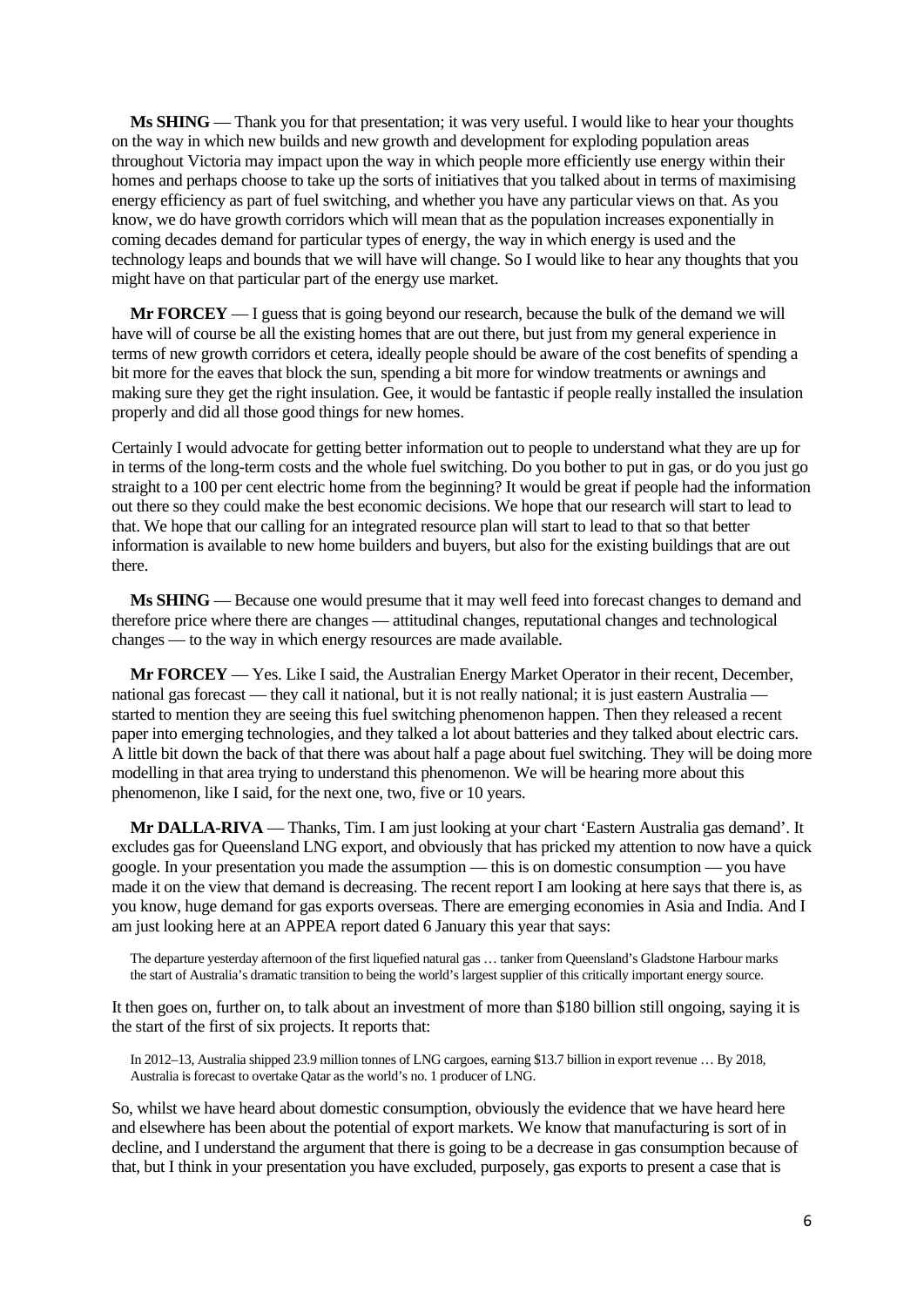**Ms SHING** — Thank you for that presentation; it was very useful. I would like to hear your thoughts on the way in which new builds and new growth and development for exploding population areas throughout Victoria may impact upon the way in which people more efficiently use energy within their homes and perhaps choose to take up the sorts of initiatives that you talked about in terms of maximising energy efficiency as part of fuel switching, and whether you have any particular views on that. As you know, we do have growth corridors which will mean that as the population increases exponentially in coming decades demand for particular types of energy, the way in which energy is used and the technology leaps and bounds that we will have will change. So I would like to hear any thoughts that you might have on that particular part of the energy use market.

**Mr FORCEY** — I guess that is going beyond our research, because the bulk of the demand we will have will of course be all the existing homes that are out there, but just from my general experience in terms of new growth corridors et cetera, ideally people should be aware of the cost benefits of spending a bit more for the eaves that block the sun, spending a bit more for window treatments or awnings and making sure they get the right insulation. Gee, it would be fantastic if people really installed the insulation properly and did all those good things for new homes.

Certainly I would advocate for getting better information out to people to understand what they are up for in terms of the long-term costs and the whole fuel switching. Do you bother to put in gas, or do you just go straight to a 100 per cent electric home from the beginning? It would be great if people had the information out there so they could make the best economic decisions. We hope that our research will start to lead to that. We hope that our calling for an integrated resource plan will start to lead to that so that better information is available to new home builders and buyers, but also for the existing buildings that are out there.

**Ms SHING** — Because one would presume that it may well feed into forecast changes to demand and therefore price where there are changes — attitudinal changes, reputational changes and technological changes — to the way in which energy resources are made available.

**Mr FORCEY** — Yes. Like I said, the Australian Energy Market Operator in their recent, December, national gas forecast — they call it national, but it is not really national; it is just eastern Australia — started to mention they are seeing this fuel switching phenomenon happen. Then they released a recent paper into emerging technologies, and they talked a lot about batteries and they talked about electric cars. A little bit down the back of that there was about half a page about fuel switching. They will be doing more modelling in that area trying to understand this phenomenon. We will be hearing more about this phenomenon, like I said, for the next one, two, five or 10 years.

**Mr DALLA-RIVA** — Thanks, Tim. I am just looking at your chart 'Eastern Australia gas demand'. It excludes gas for Queensland LNG export, and obviously that has pricked my attention to now have a quick google. In your presentation you made the assumption — this is on domestic consumption — you have made it on the view that demand is decreasing. The recent report I am looking at here says that there is, as you know, huge demand for gas exports overseas. There are emerging economies in Asia and India. And I am just looking here at an APPEA report dated 6 January this year that says:

> The departure yesterday afternoon of the first liquefied natural gas … tanker from Queensland's Gladstone Harbour marks the start of Australia's dramatic transition to being the world's largest supplier of this critically important energy source.

It then goes on, further on, to talk about an investment of more than $180 billion still ongoing, saying it is the start of the first of six projects. It reports that:

> In 2012–13, Australia shipped 23.9 million tonnes of LNG cargoes, earning $13.7 billion in export revenue … By 2018, Australia is forecast to overtake Qatar as the world's no. 1 producer of LNG.

So, whilst we have heard about domestic consumption, obviously the evidence that we have heard here and elsewhere has been about the potential of export markets. We know that manufacturing is sort of in decline, and I understand the argument that there is going to be a decrease in gas consumption because of that, but I think in your presentation you have excluded, purposely, gas exports to present a case that is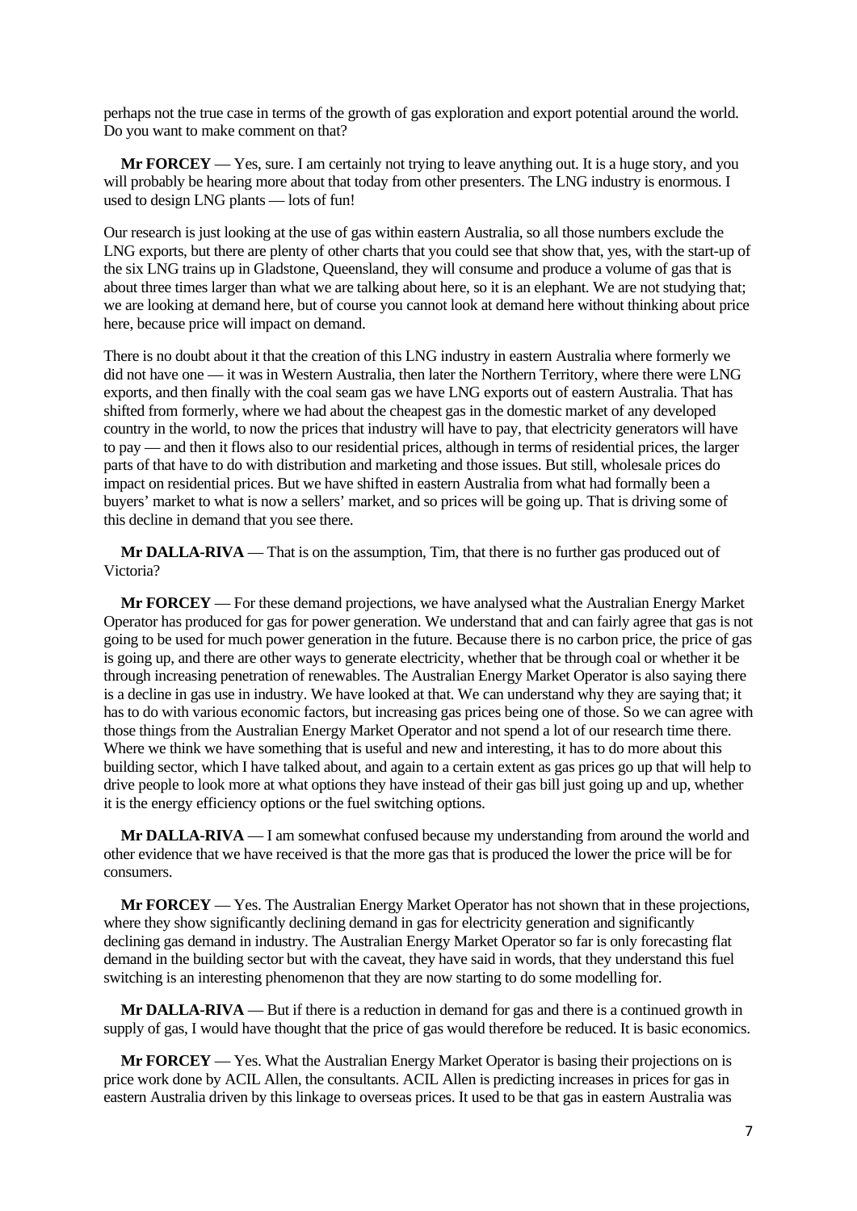perhaps not the true case in terms of the growth of gas exploration and export potential around the world. Do you want to make comment on that?

**Mr FORCEY** — Yes, sure. I am certainly not trying to leave anything out. It is a huge story, and you will probably be hearing more about that today from other presenters. The LNG industry is enormous. I used to design LNG plants — lots of fun!

Our research is just looking at the use of gas within eastern Australia, so all those numbers exclude the LNG exports, but there are plenty of other charts that you could see that show that, yes, with the start-up of the six LNG trains up in Gladstone, Queensland, they will consume and produce a volume of gas that is about three times larger than what we are talking about here, so it is an elephant. We are not studying that; we are looking at demand here, but of course you cannot look at demand here without thinking about price here, because price will impact on demand.

There is no doubt about it that the creation of this LNG industry in eastern Australia where formerly we did not have one — it was in Western Australia, then later the Northern Territory, where there were LNG exports, and then finally with the coal seam gas we have LNG exports out of eastern Australia. That has shifted from formerly, where we had about the cheapest gas in the domestic market of any developed country in the world, to now the prices that industry will have to pay, that electricity generators will have to pay — and then it flows also to our residential prices, although in terms of residential prices, the larger parts of that have to do with distribution and marketing and those issues. But still, wholesale prices do impact on residential prices. But we have shifted in eastern Australia from what had formally been a buyers' market to what is now a sellers' market, and so prices will be going up. That is driving some of this decline in demand that you see there.

**Mr DALLA-RIVA** — That is on the assumption, Tim, that there is no further gas produced out of Victoria?

**Mr FORCEY** — For these demand projections, we have analysed what the Australian Energy Market Operator has produced for gas for power generation. We understand that and can fairly agree that gas is not going to be used for much power generation in the future. Because there is no carbon price, the price of gas is going up, and there are other ways to generate electricity, whether that be through coal or whether it be through increasing penetration of renewables. The Australian Energy Market Operator is also saying there is a decline in gas use in industry. We have looked at that. We can understand why they are saying that; it has to do with various economic factors, but increasing gas prices being one of those. So we can agree with those things from the Australian Energy Market Operator and not spend a lot of our research time there. Where we think we have something that is useful and new and interesting, it has to do more about this building sector, which I have talked about, and again to a certain extent as gas prices go up that will help to drive people to look more at what options they have instead of their gas bill just going up and up, whether it is the energy efficiency options or the fuel switching options.

**Mr DALLA-RIVA** — I am somewhat confused because my understanding from around the world and other evidence that we have received is that the more gas that is produced the lower the price will be for consumers.

**Mr FORCEY** — Yes. The Australian Energy Market Operator has not shown that in these projections, where they show significantly declining demand in gas for electricity generation and significantly declining gas demand in industry. The Australian Energy Market Operator so far is only forecasting flat demand in the building sector but with the caveat, they have said in words, that they understand this fuel switching is an interesting phenomenon that they are now starting to do some modelling for.

**Mr DALLA-RIVA** — But if there is a reduction in demand for gas and there is a continued growth in supply of gas, I would have thought that the price of gas would therefore be reduced. It is basic economics.

**Mr FORCEY** — Yes. What the Australian Energy Market Operator is basing their projections on is price work done by ACIL Allen, the consultants. ACIL Allen is predicting increases in prices for gas in eastern Australia driven by this linkage to overseas prices. It used to be that gas in eastern Australia was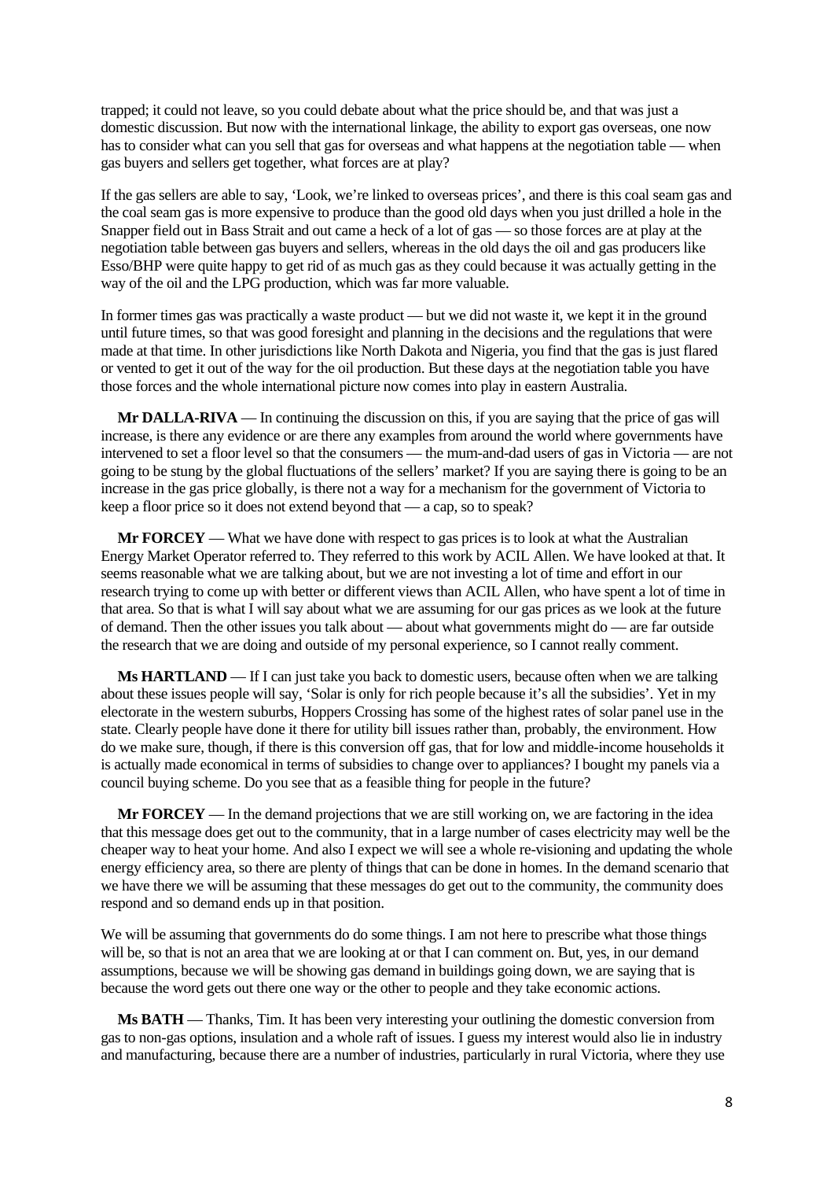trapped; it could not leave, so you could debate about what the price should be, and that was just a domestic discussion. But now with the international linkage, the ability to export gas overseas, one now has to consider what can you sell that gas for overseas and what happens at the negotiation table — when gas buyers and sellers get together, what forces are at play?

If the gas sellers are able to say, 'Look, we're linked to overseas prices', and there is this coal seam gas and the coal seam gas is more expensive to produce than the good old days when you just drilled a hole in the Snapper field out in Bass Strait and out came a heck of a lot of gas — so those forces are at play at the negotiation table between gas buyers and sellers, whereas in the old days the oil and gas producers like Esso/BHP were quite happy to get rid of as much gas as they could because it was actually getting in the way of the oil and the LPG production, which was far more valuable.

In former times gas was practically a waste product — but we did not waste it, we kept it in the ground until future times, so that was good foresight and planning in the decisions and the regulations that were made at that time. In other jurisdictions like North Dakota and Nigeria, you find that the gas is just flared or vented to get it out of the way for the oil production. But these days at the negotiation table you have those forces and the whole international picture now comes into play in eastern Australia.

**Mr DALLA-RIVA** — In continuing the discussion on this, if you are saying that the price of gas will increase, is there any evidence or are there any examples from around the world where governments have intervened to set a floor level so that the consumers — the mum-and-dad users of gas in Victoria — are not going to be stung by the global fluctuations of the sellers' market? If you are saying there is going to be an increase in the gas price globally, is there not a way for a mechanism for the government of Victoria to keep a floor price so it does not extend beyond that — a cap, so to speak?

**Mr FORCEY** — What we have done with respect to gas prices is to look at what the Australian Energy Market Operator referred to. They referred to this work by ACIL Allen. We have looked at that. It seems reasonable what we are talking about, but we are not investing a lot of time and effort in our research trying to come up with better or different views than ACIL Allen, who have spent a lot of time in that area. So that is what I will say about what we are assuming for our gas prices as we look at the future of demand. Then the other issues you talk about — about what governments might do — are far outside the research that we are doing and outside of my personal experience, so I cannot really comment.

**Ms HARTLAND** — If I can just take you back to domestic users, because often when we are talking about these issues people will say, 'Solar is only for rich people because it's all the subsidies'. Yet in my electorate in the western suburbs, Hoppers Crossing has some of the highest rates of solar panel use in the state. Clearly people have done it there for utility bill issues rather than, probably, the environment. How do we make sure, though, if there is this conversion off gas, that for low and middle-income households it is actually made economical in terms of subsidies to change over to appliances? I bought my panels via a council buying scheme. Do you see that as a feasible thing for people in the future?

**Mr FORCEY** — In the demand projections that we are still working on, we are factoring in the idea that this message does get out to the community, that in a large number of cases electricity may well be the cheaper way to heat your home. And also I expect we will see a whole re-visioning and updating the whole energy efficiency area, so there are plenty of things that can be done in homes. In the demand scenario that we have there we will be assuming that these messages do get out to the community, the community does respond and so demand ends up in that position.

We will be assuming that governments do do some things. I am not here to prescribe what those things will be, so that is not an area that we are looking at or that I can comment on. But, yes, in our demand assumptions, because we will be showing gas demand in buildings going down, we are saying that is because the word gets out there one way or the other to people and they take economic actions.

**Ms BATH** — Thanks, Tim. It has been very interesting your outlining the domestic conversion from gas to non-gas options, insulation and a whole raft of issues. I guess my interest would also lie in industry and manufacturing, because there are a number of industries, particularly in rural Victoria, where they use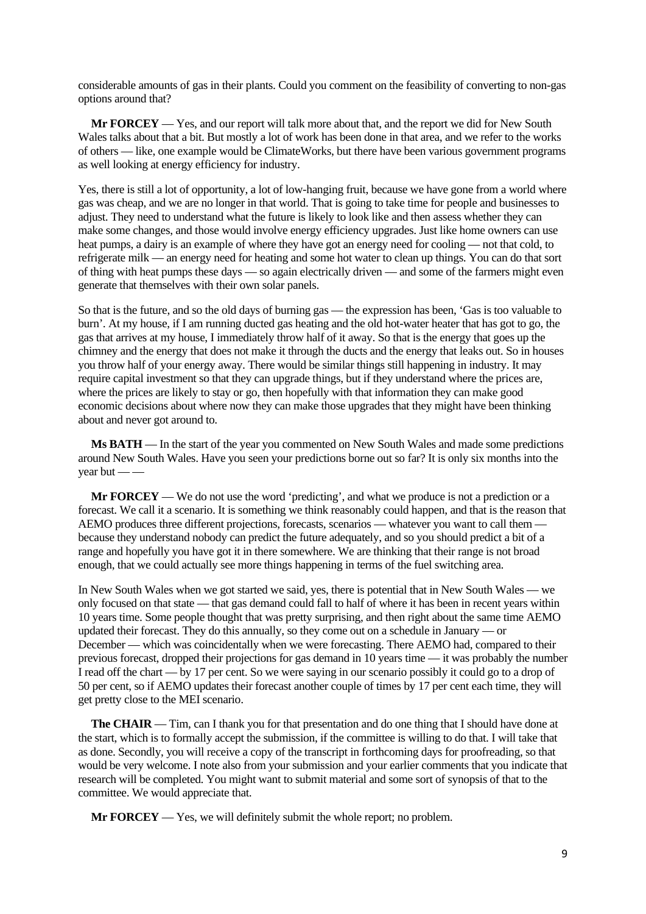considerable amounts of gas in their plants. Could you comment on the feasibility of converting to non-gas options around that?

**Mr FORCEY** — Yes, and our report will talk more about that, and the report we did for New South Wales talks about that a bit. But mostly a lot of work has been done in that area, and we refer to the works of others — like, one example would be ClimateWorks, but there have been various government programs as well looking at energy efficiency for industry.

Yes, there is still a lot of opportunity, a lot of low-hanging fruit, because we have gone from a world where gas was cheap, and we are no longer in that world. That is going to take time for people and businesses to adjust. They need to understand what the future is likely to look like and then assess whether they can make some changes, and those would involve energy efficiency upgrades. Just like home owners can use heat pumps, a dairy is an example of where they have got an energy need for cooling — not that cold, to refrigerate milk — an energy need for heating and some hot water to clean up things. You can do that sort of thing with heat pumps these days — so again electrically driven — and some of the farmers might even generate that themselves with their own solar panels.

So that is the future, and so the old days of burning gas — the expression has been, 'Gas is too valuable to burn'. At my house, if I am running ducted gas heating and the old hot-water heater that has got to go, the gas that arrives at my house, I immediately throw half of it away. So that is the energy that goes up the chimney and the energy that does not make it through the ducts and the energy that leaks out. So in houses you throw half of your energy away. There would be similar things still happening in industry. It may require capital investment so that they can upgrade things, but if they understand where the prices are, where the prices are likely to stay or go, then hopefully with that information they can make good economic decisions about where now they can make those upgrades that they might have been thinking about and never got around to.

**Ms BATH** — In the start of the year you commented on New South Wales and made some predictions around New South Wales. Have you seen your predictions borne out so far? It is only six months into the year but — —

**Mr FORCEY** — We do not use the word 'predicting', and what we produce is not a prediction or a forecast. We call it a scenario. It is something we think reasonably could happen, and that is the reason that AEMO produces three different projections, forecasts, scenarios — whatever you want to call them — because they understand nobody can predict the future adequately, and so you should predict a bit of a range and hopefully you have got it in there somewhere. We are thinking that their range is not broad enough, that we could actually see more things happening in terms of the fuel switching area.

In New South Wales when we got started we said, yes, there is potential that in New South Wales — we only focused on that state — that gas demand could fall to half of where it has been in recent years within 10 years time. Some people thought that was pretty surprising, and then right about the same time AEMO updated their forecast. They do this annually, so they come out on a schedule in January — or December — which was coincidentally when we were forecasting. There AEMO had, compared to their previous forecast, dropped their projections for gas demand in 10 years time — it was probably the number I read off the chart — by 17 per cent. So we were saying in our scenario possibly it could go to a drop of 50 per cent, so if AEMO updates their forecast another couple of times by 17 per cent each time, they will get pretty close to the MEI scenario.

**The CHAIR** — Tim, can I thank you for that presentation and do one thing that I should have done at the start, which is to formally accept the submission, if the committee is willing to do that. I will take that as done. Secondly, you will receive a copy of the transcript in forthcoming days for proofreading, so that would be very welcome. I note also from your submission and your earlier comments that you indicate that research will be completed. You might want to submit material and some sort of synopsis of that to the committee. We would appreciate that.

**Mr FORCEY** — Yes, we will definitely submit the whole report; no problem.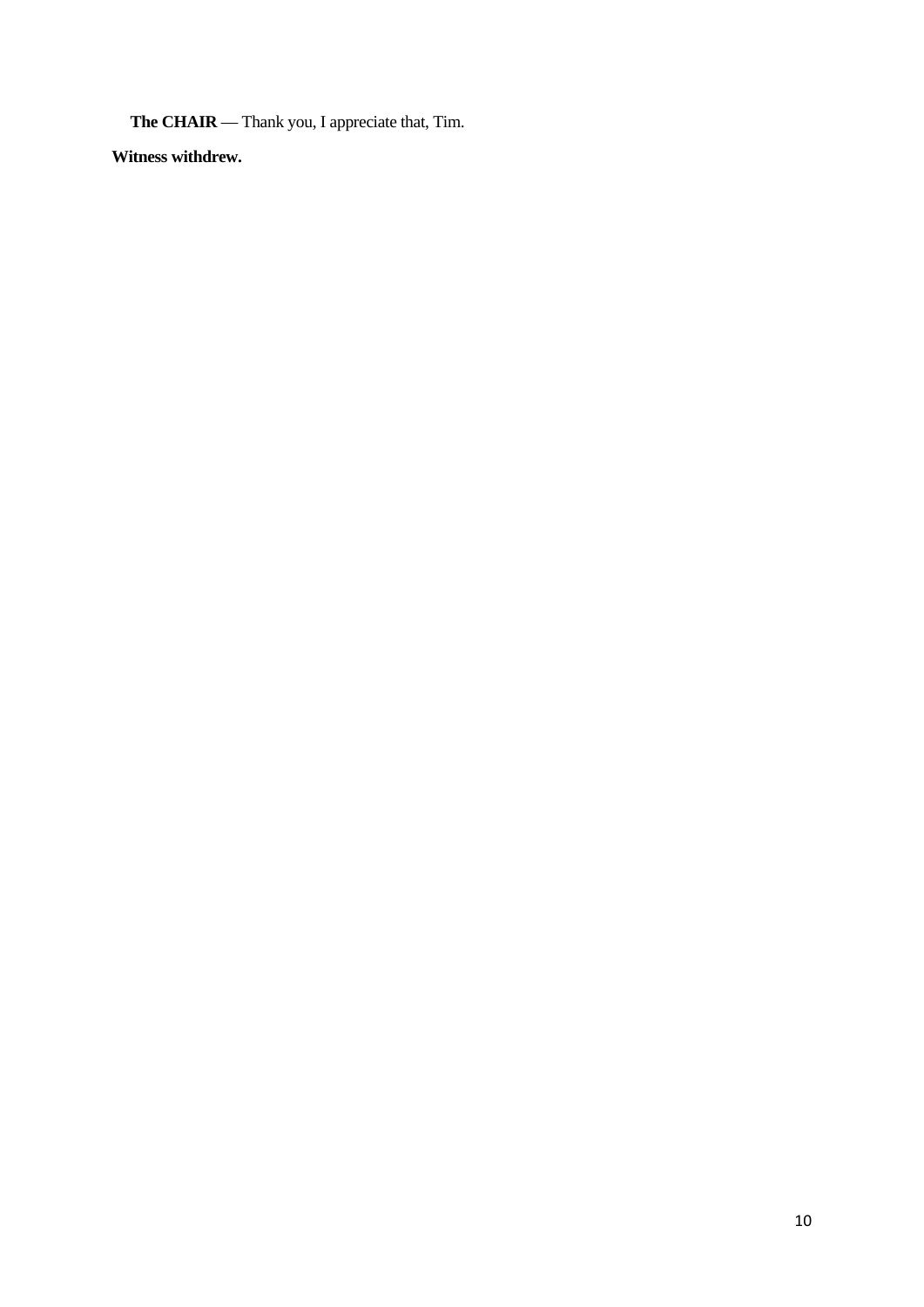**The CHAIR** — Thank you, I appreciate that, Tim.

**Witness withdrew.**